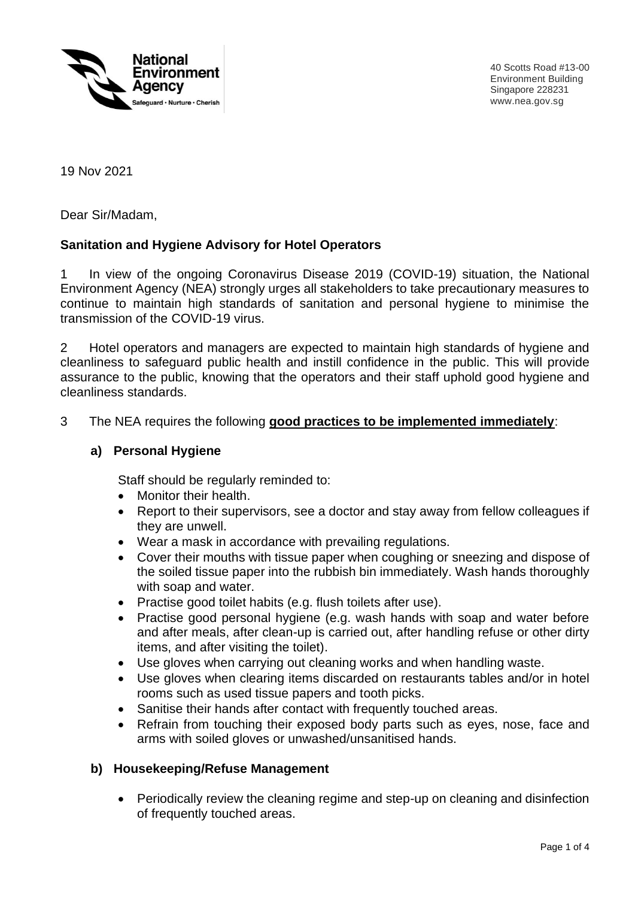National Environment Agency
Safeguard • Nurture • Cherish

40 Scotts Road #13-00
Environment Building
Singapore 228231
www.nea.gov.sg

19 Nov 2021

Dear Sir/Madam,

**Sanitation and Hygiene Advisory for Hotel Operators**

1 In view of the ongoing Coronavirus Disease 2019 (COVID-19) situation, the National Environment Agency (NEA) strongly urges all stakeholders to take precautionary measures to continue to maintain high standards of sanitation and personal hygiene to minimise the transmission of the COVID-19 virus.

2 Hotel operators and managers are expected to maintain high standards of hygiene and cleanliness to safeguard public health and instill confidence in the public. This will provide assurance to the public, knowing that the operators and their staff uphold good hygiene and cleanliness standards.

3 The NEA requires the following **good practices to be implemented immediately**:

**a) Personal Hygiene**

Staff should be regularly reminded to:

- Monitor their health.
- Report to their supervisors, see a doctor and stay away from fellow colleagues if they are unwell.
- Wear a mask in accordance with prevailing regulations.
- Cover their mouths with tissue paper when coughing or sneezing and dispose of the soiled tissue paper into the rubbish bin immediately. Wash hands thoroughly with soap and water.
- Practise good toilet habits (e.g. flush toilets after use).
- Practise good personal hygiene (e.g. wash hands with soap and water before and after meals, after clean-up is carried out, after handling refuse or other dirty items, and after visiting the toilet).
- Use gloves when carrying out cleaning works and when handling waste.
- Use gloves when clearing items discarded on restaurants tables and/or in hotel rooms such as used tissue papers and tooth picks.
- Sanitise their hands after contact with frequently touched areas.
- Refrain from touching their exposed body parts such as eyes, nose, face and arms with soiled gloves or unwashed/unsanitised hands.

**b) Housekeeping/Refuse Management**

- Periodically review the cleaning regime and step-up on cleaning and disinfection of frequently touched areas.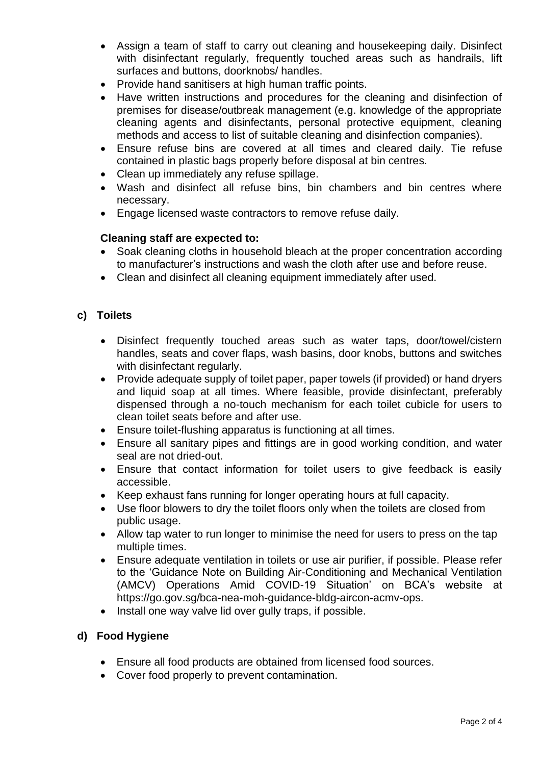- Assign a team of staff to carry out cleaning and housekeeping daily. Disinfect with disinfectant regularly, frequently touched areas such as handrails, lift surfaces and buttons, doorknobs/ handles.
- Provide hand sanitisers at high human traffic points.
- Have written instructions and procedures for the cleaning and disinfection of premises for disease/outbreak management (e.g. knowledge of the appropriate cleaning agents and disinfectants, personal protective equipment, cleaning methods and access to list of suitable cleaning and disinfection companies).
- Ensure refuse bins are covered at all times and cleared daily. Tie refuse contained in plastic bags properly before disposal at bin centres.
- Clean up immediately any refuse spillage.
- Wash and disinfect all refuse bins, bin chambers and bin centres where necessary.
- Engage licensed waste contractors to remove refuse daily.

**Cleaning staff are expected to:**

- Soak cleaning cloths in household bleach at the proper concentration according to manufacturer's instructions and wash the cloth after use and before reuse.
- Clean and disinfect all cleaning equipment immediately after used.

### c) Toilets

- Disinfect frequently touched areas such as water taps, door/towel/cistern handles, seats and cover flaps, wash basins, door knobs, buttons and switches with disinfectant regularly.
- Provide adequate supply of toilet paper, paper towels (if provided) or hand dryers and liquid soap at all times. Where feasible, provide disinfectant, preferably dispensed through a no-touch mechanism for each toilet cubicle for users to clean toilet seats before and after use.
- Ensure toilet-flushing apparatus is functioning at all times.
- Ensure all sanitary pipes and fittings are in good working condition, and water seal are not dried-out.
- Ensure that contact information for toilet users to give feedback is easily accessible.
- Keep exhaust fans running for longer operating hours at full capacity.
- Use floor blowers to dry the toilet floors only when the toilets are closed from public usage.
- Allow tap water to run longer to minimise the need for users to press on the tap multiple times.
- Ensure adequate ventilation in toilets or use air purifier, if possible. Please refer to the 'Guidance Note on Building Air-Conditioning and Mechanical Ventilation (AMCV) Operations Amid COVID-19 Situation' on BCA's website at https://go.gov.sg/bca-nea-moh-guidance-bldg-aircon-acmv-ops.
- Install one way valve lid over gully traps, if possible.

### d) Food Hygiene

- Ensure all food products are obtained from licensed food sources.
- Cover food properly to prevent contamination.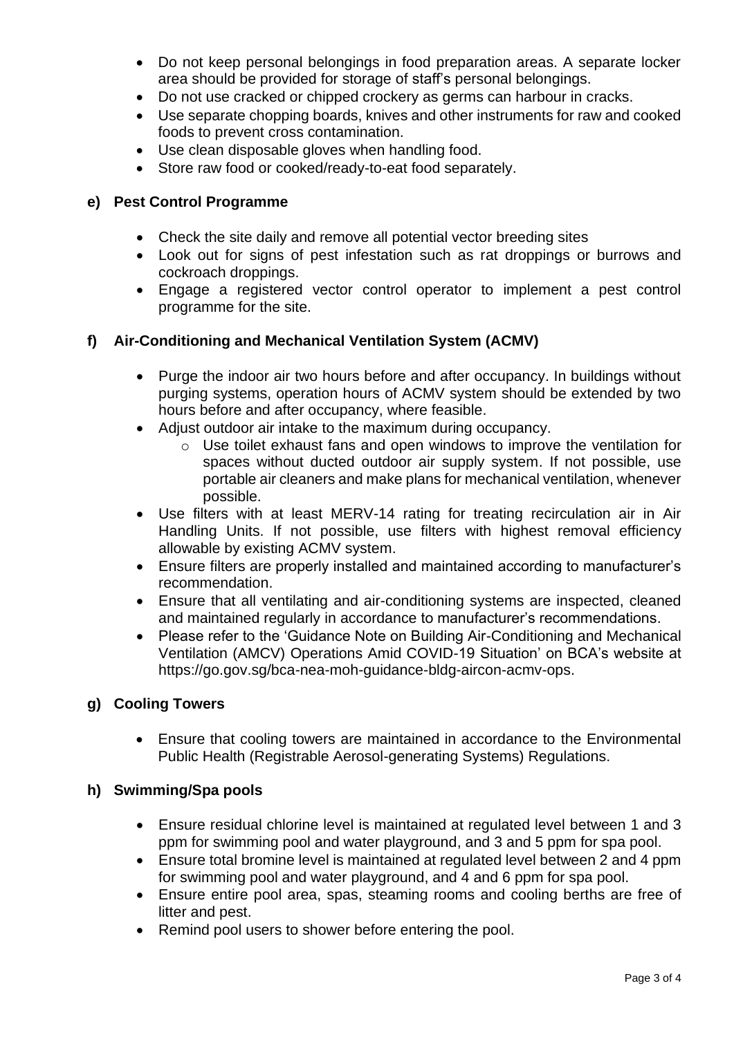- Do not keep personal belongings in food preparation areas. A separate locker area should be provided for storage of staff's personal belongings.
- Do not use cracked or chipped crockery as germs can harbour in cracks.
- Use separate chopping boards, knives and other instruments for raw and cooked foods to prevent cross contamination.
- Use clean disposable gloves when handling food.
- Store raw food or cooked/ready-to-eat food separately.

**e) Pest Control Programme**

- Check the site daily and remove all potential vector breeding sites
- Look out for signs of pest infestation such as rat droppings or burrows and cockroach droppings.
- Engage a registered vector control operator to implement a pest control programme for the site.

**f) Air-Conditioning and Mechanical Ventilation System (ACMV)**

- Purge the indoor air two hours before and after occupancy. In buildings without purging systems, operation hours of ACMV system should be extended by two hours before and after occupancy, where feasible.
- Adjust outdoor air intake to the maximum during occupancy.
  - Use toilet exhaust fans and open windows to improve the ventilation for spaces without ducted outdoor air supply system. If not possible, use portable air cleaners and make plans for mechanical ventilation, whenever possible.
- Use filters with at least MERV-14 rating for treating recirculation air in Air Handling Units. If not possible, use filters with highest removal efficiency allowable by existing ACMV system.
- Ensure filters are properly installed and maintained according to manufacturer's recommendation.
- Ensure that all ventilating and air-conditioning systems are inspected, cleaned and maintained regularly in accordance to manufacturer's recommendations.
- Please refer to the 'Guidance Note on Building Air-Conditioning and Mechanical Ventilation (AMCV) Operations Amid COVID-19 Situation' on BCA's website at https://go.gov.sg/bca-nea-moh-guidance-bldg-aircon-acmv-ops.

**g) Cooling Towers**

- Ensure that cooling towers are maintained in accordance to the Environmental Public Health (Registrable Aerosol-generating Systems) Regulations.

**h) Swimming/Spa pools**

- Ensure residual chlorine level is maintained at regulated level between 1 and 3 ppm for swimming pool and water playground, and 3 and 5 ppm for spa pool.
- Ensure total bromine level is maintained at regulated level between 2 and 4 ppm for swimming pool and water playground, and 4 and 6 ppm for spa pool.
- Ensure entire pool area, spas, steaming rooms and cooling berths are free of litter and pest.
- Remind pool users to shower before entering the pool.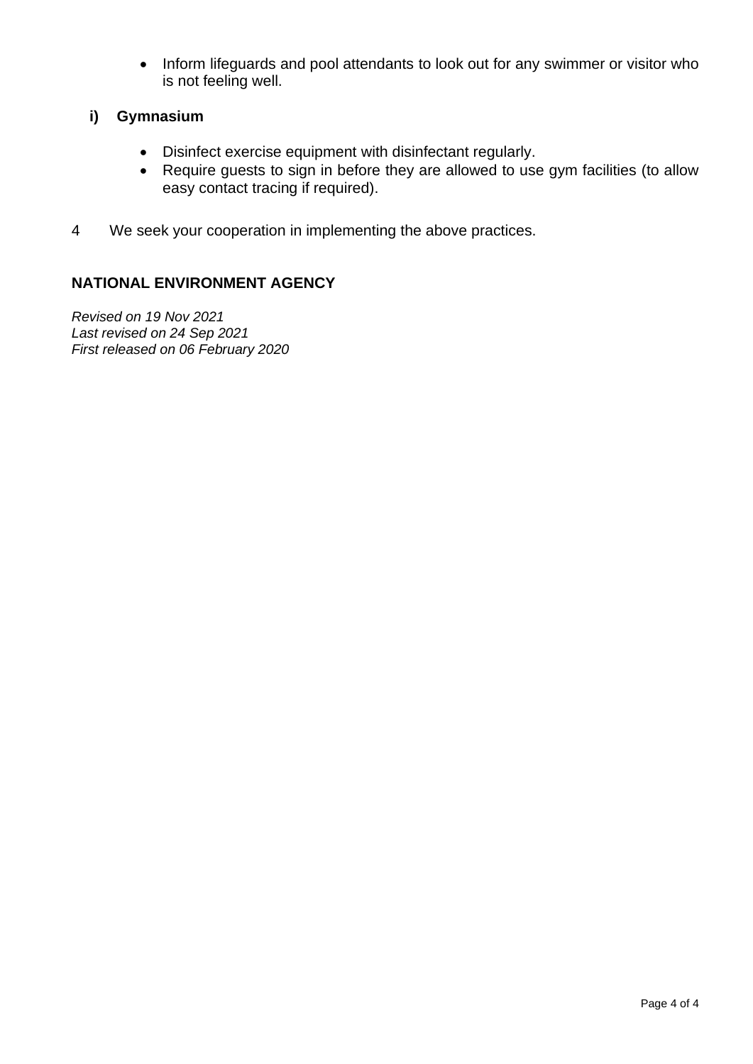- Inform lifeguards and pool attendants to look out for any swimmer or visitor who is not feeling well.

**i) Gymnasium**

- Disinfect exercise equipment with disinfectant regularly.
- Require guests to sign in before they are allowed to use gym facilities (to allow easy contact tracing if required).

4 We seek your cooperation in implementing the above practices.

**NATIONAL ENVIRONMENT AGENCY**

*Revised on 19 Nov 2021*
*Last revised on 24 Sep 2021*
*First released on 06 February 2020*